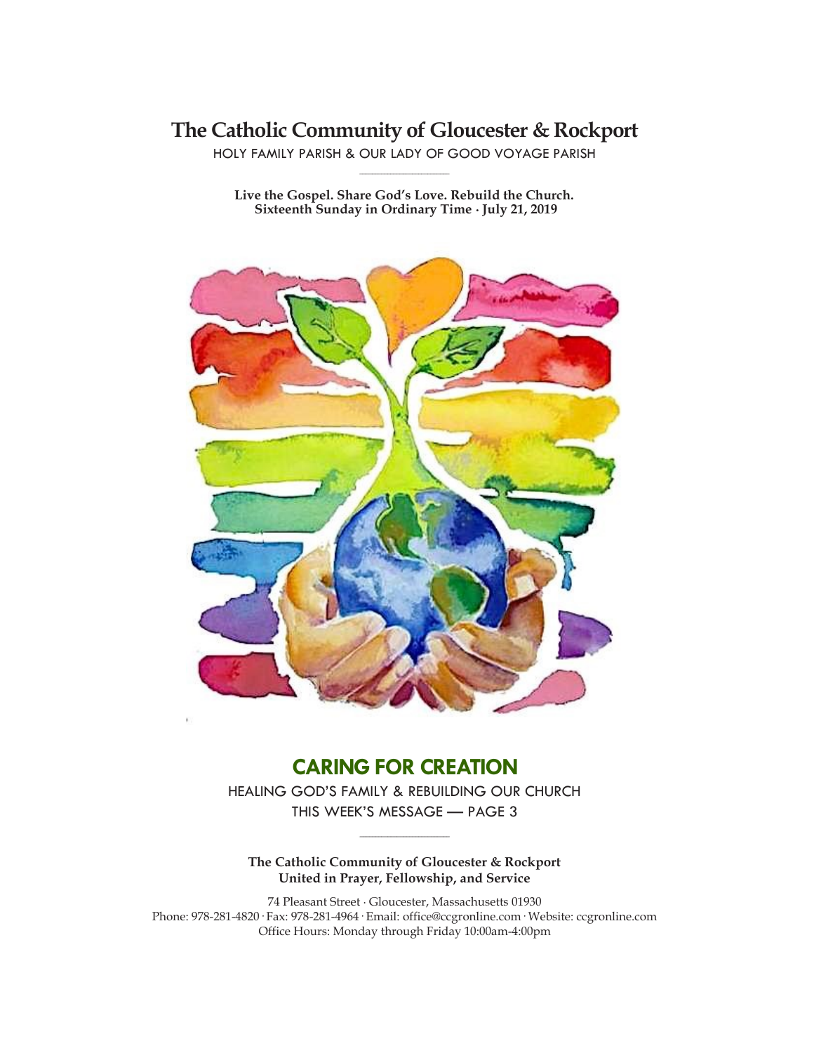# The Catholic Community of Gloucester & Rockport

HOLY FAMILY PARISH & OUR LADY OF GOOD VOYAGE PARISH

**Live the Gospel. Share God's Love. Rebuild the Church.**
**Sixteenth Sunday in Ordinary Time · July 21, 2019**

## CARING FOR CREATION

HEALING GOD'S FAMILY & REBUILDING OUR CHURCH
THIS WEEK'S MESSAGE — PAGE 3

**The Catholic Community of Gloucester & Rockport**
**United in Prayer, Fellowship, and Service**

74 Pleasant Street · Gloucester, Massachusetts 01930
Phone: 978-281-4820 · Fax: 978-281-4964 · Email: office@ccgronline.com · Website: ccgronline.com
Office Hours: Monday through Friday 10:00am-4:00pm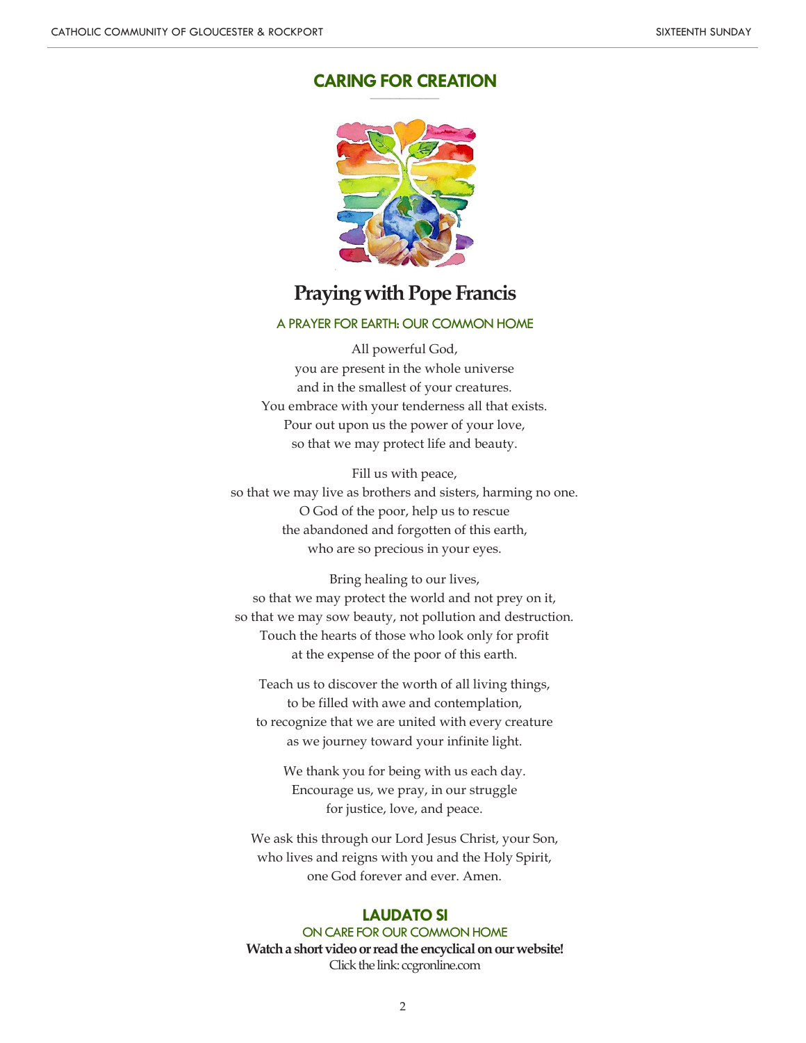## CARING FOR CREATION

# Praying with Pope Francis

### A PRAYER FOR EARTH: OUR COMMON HOME

All powerful God,
you are present in the whole universe
and in the smallest of your creatures.
You embrace with your tenderness all that exists.
Pour out upon us the power of your love,
so that we may protect life and beauty.

Fill us with peace,
so that we may live as brothers and sisters, harming no one.
O God of the poor, help us to rescue
the abandoned and forgotten of this earth,
who are so precious in your eyes.

Bring healing to our lives,
so that we may protect the world and not prey on it,
so that we may sow beauty, not pollution and destruction.
Touch the hearts of those who look only for profit
at the expense of the poor of this earth.

Teach us to discover the worth of all living things,
to be filled with awe and contemplation,
to recognize that we are united with every creature
as we journey toward your infinite light.

We thank you for being with us each day.
Encourage us, we pray, in our struggle
for justice, love, and peace.

We ask this through our Lord Jesus Christ, your Son,
who lives and reigns with you and the Holy Spirit,
one God forever and ever. Amen.

## LAUDATO SI

### ON CARE FOR OUR COMMON HOME

**Watch a short video or read the encyclical on our website!**
Click the link: ccgronline.com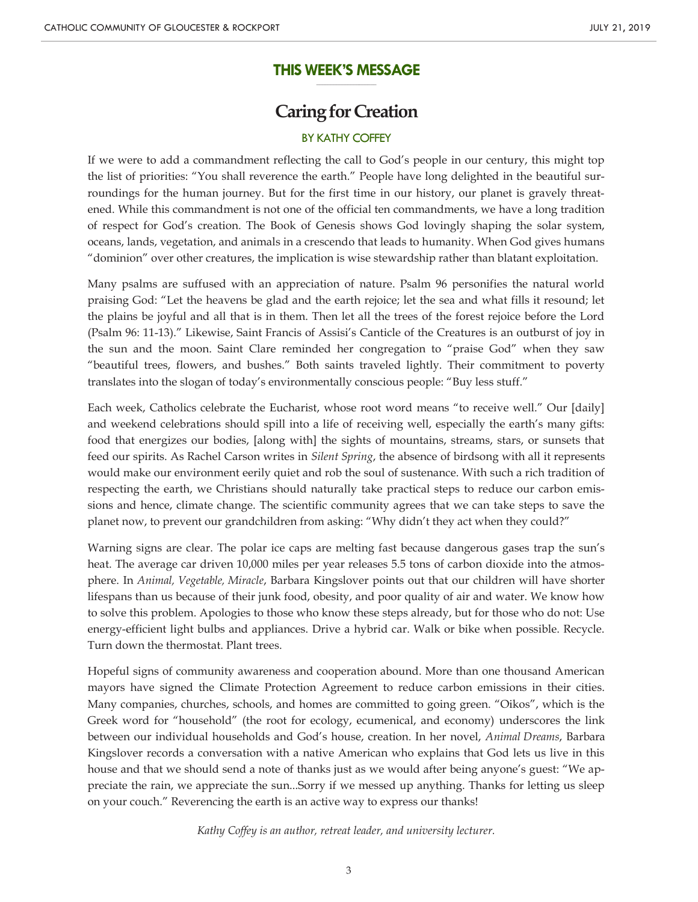## THIS WEEK'S MESSAGE

# Caring for Creation

BY KATHY COFFEY

If we were to add a commandment reflecting the call to God's people in our century, this might top the list of priorities: "You shall reverence the earth." People have long delighted in the beautiful surroundings for the human journey. But for the first time in our history, our planet is gravely threatened. While this commandment is not one of the official ten commandments, we have a long tradition of respect for God's creation. The Book of Genesis shows God lovingly shaping the solar system, oceans, lands, vegetation, and animals in a crescendo that leads to humanity. When God gives humans "dominion" over other creatures, the implication is wise stewardship rather than blatant exploitation.

Many psalms are suffused with an appreciation of nature. Psalm 96 personifies the natural world praising God: "Let the heavens be glad and the earth rejoice; let the sea and what fills it resound; let the plains be joyful and all that is in them. Then let all the trees of the forest rejoice before the Lord (Psalm 96: 11-13)." Likewise, Saint Francis of Assisi's Canticle of the Creatures is an outburst of joy in the sun and the moon. Saint Clare reminded her congregation to "praise God" when they saw "beautiful trees, flowers, and bushes." Both saints traveled lightly. Their commitment to poverty translates into the slogan of today's environmentally conscious people: "Buy less stuff."

Each week, Catholics celebrate the Eucharist, whose root word means "to receive well." Our [daily] and weekend celebrations should spill into a life of receiving well, especially the earth's many gifts: food that energizes our bodies, [along with] the sights of mountains, streams, stars, or sunsets that feed our spirits. As Rachel Carson writes in *Silent Spring*, the absence of birdsong with all it represents would make our environment eerily quiet and rob the soul of sustenance. With such a rich tradition of respecting the earth, we Christians should naturally take practical steps to reduce our carbon emissions and hence, climate change. The scientific community agrees that we can take steps to save the planet now, to prevent our grandchildren from asking: "Why didn't they act when they could?"

Warning signs are clear. The polar ice caps are melting fast because dangerous gases trap the sun's heat. The average car driven 10,000 miles per year releases 5.5 tons of carbon dioxide into the atmosphere. In *Animal, Vegetable, Miracle*, Barbara Kingslover points out that our children will have shorter lifespans than us because of their junk food, obesity, and poor quality of air and water. We know how to solve this problem. Apologies to those who know these steps already, but for those who do not: Use energy-efficient light bulbs and appliances. Drive a hybrid car. Walk or bike when possible. Recycle. Turn down the thermostat. Plant trees.

Hopeful signs of community awareness and cooperation abound. More than one thousand American mayors have signed the Climate Protection Agreement to reduce carbon emissions in their cities. Many companies, churches, schools, and homes are committed to going green. "Oikos", which is the Greek word for "household" (the root for ecology, ecumenical, and economy) underscores the link between our individual households and God's house, creation. In her novel, *Animal Dreams*, Barbara Kingslover records a conversation with a native American who explains that God lets us live in this house and that we should send a note of thanks just as we would after being anyone's guest: "We appreciate the rain, we appreciate the sun...Sorry if we messed up anything. Thanks for letting us sleep on your couch." Reverencing the earth is an active way to express our thanks!

*Kathy Coffey is an author, retreat leader, and university lecturer.*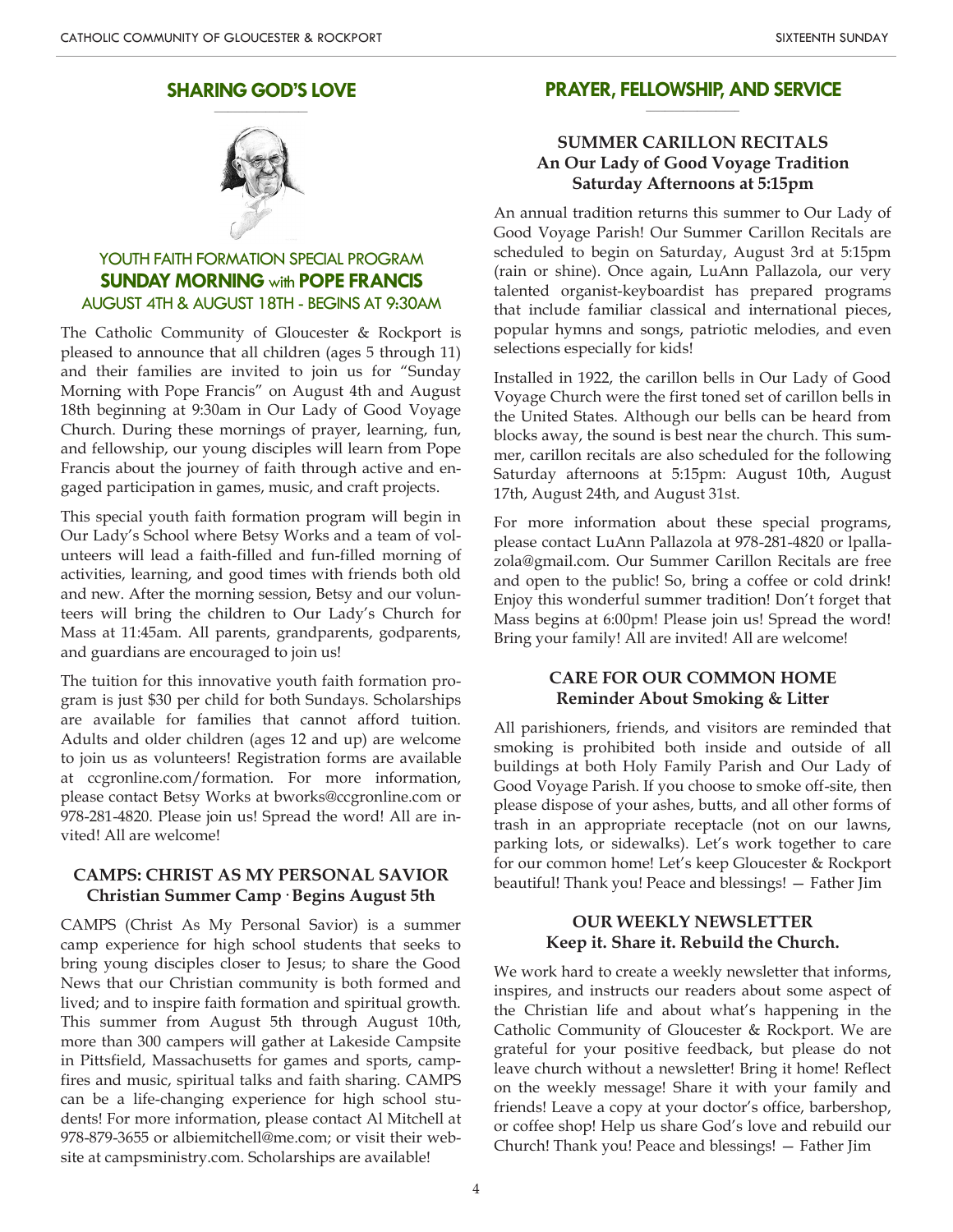## SHARING GOD'S LOVE

### YOUTH FAITH FORMATION SPECIAL PROGRAM
### SUNDAY MORNING with POPE FRANCIS
### AUGUST 4TH & AUGUST 18TH - BEGINS AT 9:30AM

The Catholic Community of Gloucester & Rockport is pleased to announce that all children (ages 5 through 11) and their families are invited to join us for "Sunday Morning with Pope Francis" on August 4th and August 18th beginning at 9:30am in Our Lady of Good Voyage Church. During these mornings of prayer, learning, fun, and fellowship, our young disciples will learn from Pope Francis about the journey of faith through active and engaged participation in games, music, and craft projects.

This special youth faith formation program will begin in Our Lady's School where Betsy Works and a team of volunteers will lead a faith-filled and fun-filled morning of activities, learning, and good times with friends both old and new. After the morning session, Betsy and our volunteers will bring the children to Our Lady's Church for Mass at 11:45am. All parents, grandparents, godparents, and guardians are encouraged to join us!

The tuition for this innovative youth faith formation program is just $30 per child for both Sundays. Scholarships are available for families that cannot afford tuition. Adults and older children (ages 12 and up) are welcome to join us as volunteers! Registration forms are available at ccgronline.com/formation. For more information, please contact Betsy Works at bworks@ccgronline.com or 978-281-4820. Please join us! Spread the word! All are invited! All are welcome!

### CAMPS: CHRIST AS MY PERSONAL SAVIOR
**Christian Summer Camp · Begins August 5th**

CAMPS (Christ As My Personal Savior) is a summer camp experience for high school students that seeks to bring young disciples closer to Jesus; to share the Good News that our Christian community is both formed and lived; and to inspire faith formation and spiritual growth. This summer from August 5th through August 10th, more than 300 campers will gather at Lakeside Campsite in Pittsfield, Massachusetts for games and sports, campfires and music, spiritual talks and faith sharing. CAMPS can be a life-changing experience for high school students! For more information, please contact Al Mitchell at 978-879-3655 or albiemitchell@me.com; or visit their website at campsministry.com. Scholarships are available!

## PRAYER, FELLOWSHIP, AND SERVICE

### SUMMER CARILLON RECITALS
**An Our Lady of Good Voyage Tradition**
**Saturday Afternoons at 5:15pm**

An annual tradition returns this summer to Our Lady of Good Voyage Parish! Our Summer Carillon Recitals are scheduled to begin on Saturday, August 3rd at 5:15pm (rain or shine). Once again, LuAnn Pallazola, our very talented organist-keyboardist has prepared programs that include familiar classical and international pieces, popular hymns and songs, patriotic melodies, and even selections especially for kids!

Installed in 1922, the carillon bells in Our Lady of Good Voyage Church were the first toned set of carillon bells in the United States. Although our bells can be heard from blocks away, the sound is best near the church. This summer, carillon recitals are also scheduled for the following Saturday afternoons at 5:15pm: August 10th, August 17th, August 24th, and August 31st.

For more information about these special programs, please contact LuAnn Pallazola at 978-281-4820 or lpallazola@gmail.com. Our Summer Carillon Recitals are free and open to the public! So, bring a coffee or cold drink! Enjoy this wonderful summer tradition! Don't forget that Mass begins at 6:00pm! Please join us! Spread the word! Bring your family! All are invited! All are welcome!

### CARE FOR OUR COMMON HOME
**Reminder About Smoking & Litter**

All parishioners, friends, and visitors are reminded that smoking is prohibited both inside and outside of all buildings at both Holy Family Parish and Our Lady of Good Voyage Parish. If you choose to smoke off-site, then please dispose of your ashes, butts, and all other forms of trash in an appropriate receptacle (not on our lawns, parking lots, or sidewalks). Let's work together to care for our common home! Let's keep Gloucester & Rockport beautiful! Thank you! Peace and blessings! — Father Jim

### OUR WEEKLY NEWSLETTER
**Keep it. Share it. Rebuild the Church.**

We work hard to create a weekly newsletter that informs, inspires, and instructs our readers about some aspect of the Christian life and about what's happening in the Catholic Community of Gloucester & Rockport. We are grateful for your positive feedback, but please do not leave church without a newsletter! Bring it home! Reflect on the weekly message! Share it with your family and friends! Leave a copy at your doctor's office, barbershop, or coffee shop! Help us share God's love and rebuild our Church! Thank you! Peace and blessings! — Father Jim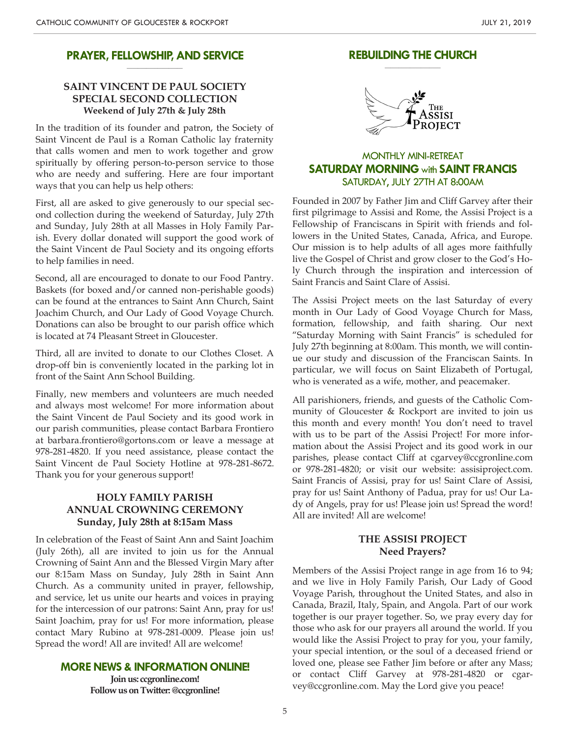## PRAYER, FELLOWSHIP, AND SERVICE

### SAINT VINCENT DE PAUL SOCIETY SPECIAL SECOND COLLECTION
**Weekend of July 27th & July 28th**

In the tradition of its founder and patron, the Society of Saint Vincent de Paul is a Roman Catholic lay fraternity that calls women and men to work together and grow spiritually by offering person-to-person service to those who are needy and suffering. Here are four important ways that you can help us help others:

First, all are asked to give generously to our special second collection during the weekend of Saturday, July 27th and Sunday, July 28th at all Masses in Holy Family Parish. Every dollar donated will support the good work of the Saint Vincent de Paul Society and its ongoing efforts to help families in need.

Second, all are encouraged to donate to our Food Pantry. Baskets (for boxed and/or canned non-perishable goods) can be found at the entrances to Saint Ann Church, Saint Joachim Church, and Our Lady of Good Voyage Church. Donations can also be brought to our parish office which is located at 74 Pleasant Street in Gloucester.

Third, all are invited to donate to our Clothes Closet. A drop-off bin is conveniently located in the parking lot in front of the Saint Ann School Building.

Finally, new members and volunteers are much needed and always most welcome! For more information about the Saint Vincent de Paul Society and its good work in our parish communities, please contact Barbara Frontiero at barbara.frontiero@gortons.com or leave a message at 978-281-4820. If you need assistance, please contact the Saint Vincent de Paul Society Hotline at 978-281-8672. Thank you for your generous support!

### HOLY FAMILY PARISH ANNUAL CROWNING CEREMONY
**Sunday, July 28th at 8:15am Mass**

In celebration of the Feast of Saint Ann and Saint Joachim (July 26th), all are invited to join us for the Annual Crowning of Saint Ann and the Blessed Virgin Mary after our 8:15am Mass on Sunday, July 28th in Saint Ann Church. As a community united in prayer, fellowship, and service, let us unite our hearts and voices in praying for the intercession of our patrons: Saint Ann, pray for us! Saint Joachim, pray for us! For more information, please contact Mary Rubino at 978-281-0009. Please join us! Spread the word! All are invited! All are welcome!

## MORE NEWS & INFORMATION ONLINE!

**Join us: ccgronline.com!**
**Follow us on Twitter: @ccgronline!**

## REBUILDING THE CHURCH

The Assisi Project

### MONTHLY MINI-RETREAT
### SATURDAY MORNING with SAINT FRANCIS
SATURDAY, JULY 27TH AT 8:00AM

Founded in 2007 by Father Jim and Cliff Garvey after their first pilgrimage to Assisi and Rome, the Assisi Project is a Fellowship of Franciscans in Spirit with friends and followers in the United States, Canada, Africa, and Europe. Our mission is to help adults of all ages more faithfully live the Gospel of Christ and grow closer to the God's Holy Church through the inspiration and intercession of Saint Francis and Saint Clare of Assisi.

The Assisi Project meets on the last Saturday of every month in Our Lady of Good Voyage Church for Mass, formation, fellowship, and faith sharing. Our next "Saturday Morning with Saint Francis" is scheduled for July 27th beginning at 8:00am. This month, we will continue our study and discussion of the Franciscan Saints. In particular, we will focus on Saint Elizabeth of Portugal, who is venerated as a wife, mother, and peacemaker.

All parishioners, friends, and guests of the Catholic Community of Gloucester & Rockport are invited to join us this month and every month! You don't need to travel with us to be part of the Assisi Project! For more information about the Assisi Project and its good work in our parishes, please contact Cliff at cgarvey@ccgronline.com or 978-281-4820; or visit our website: assisiproject.com. Saint Francis of Assisi, pray for us! Saint Clare of Assisi, pray for us! Saint Anthony of Padua, pray for us! Our Lady of Angels, pray for us! Please join us! Spread the word! All are invited! All are welcome!

### THE ASSISI PROJECT
**Need Prayers?**

Members of the Assisi Project range in age from 16 to 94; and we live in Holy Family Parish, Our Lady of Good Voyage Parish, throughout the United States, and also in Canada, Brazil, Italy, Spain, and Angola. Part of our work together is our prayer together. So, we pray every day for those who ask for our prayers all around the world. If you would like the Assisi Project to pray for you, your family, your special intention, or the soul of a deceased friend or loved one, please see Father Jim before or after any Mass; or contact Cliff Garvey at 978-281-4820 or cgarvey@ccgronline.com. May the Lord give you peace!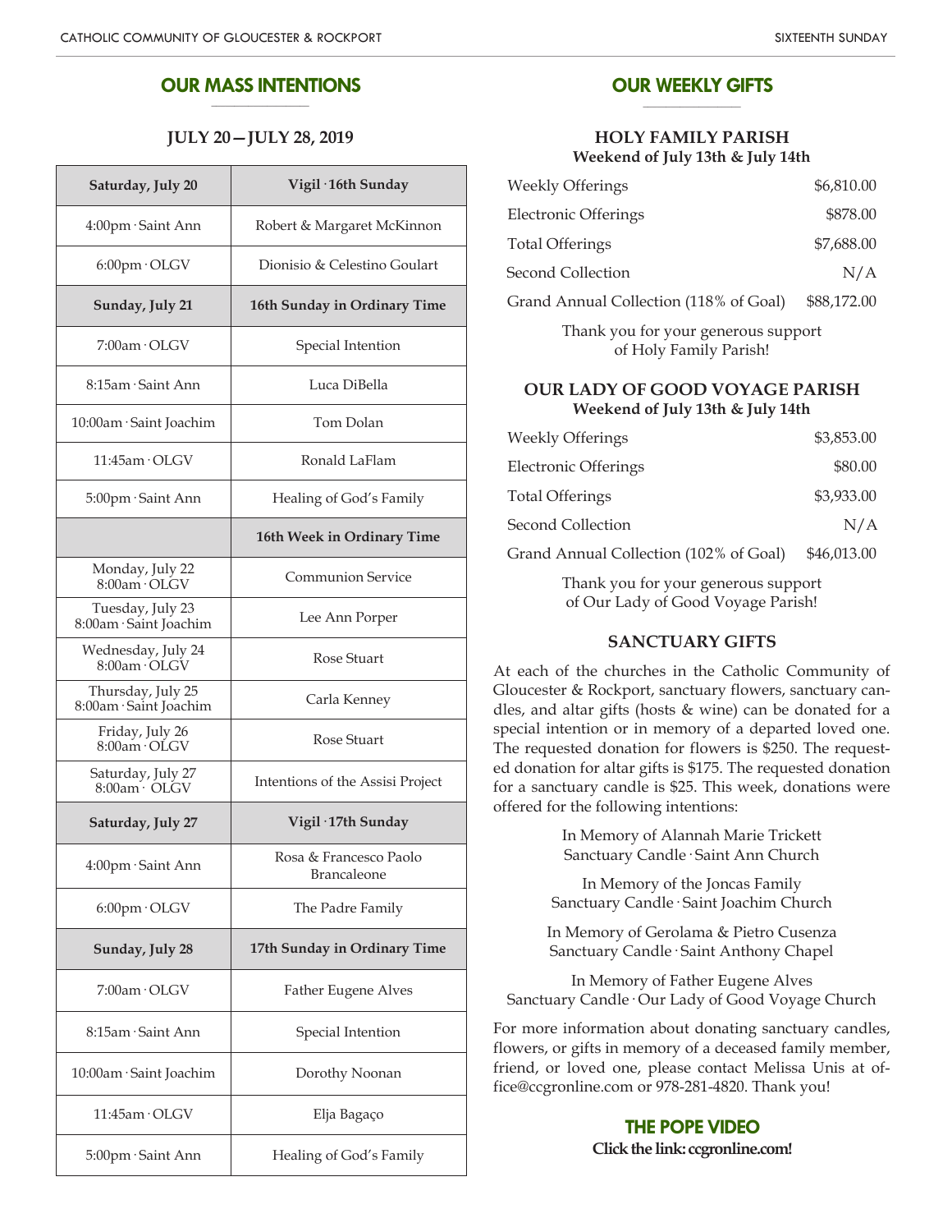## OUR MASS INTENTIONS

### JULY 20—JULY 28, 2019

| Saturday, July 20 | Vigil · 16th Sunday |
|---|---|
| 4:00pm · Saint Ann | Robert & Margaret McKinnon |
| 6:00pm · OLGV | Dionisio & Celestino Goulart |
| **Sunday, July 21** | **16th Sunday in Ordinary Time** |
| 7:00am · OLGV | Special Intention |
| 8:15am · Saint Ann | Luca DiBella |
| 10:00am · Saint Joachim | Tom Dolan |
| 11:45am · OLGV | Ronald LaFlam |
| 5:00pm · Saint Ann | Healing of God's Family |
| | **16th Week in Ordinary Time** |
| Monday, July 22 8:00am · OLGV | Communion Service |
| Tuesday, July 23 8:00am · Saint Joachim | Lee Ann Porper |
| Wednesday, July 24 8:00am · OLGV | Rose Stuart |
| Thursday, July 25 8:00am · Saint Joachim | Carla Kenney |
| Friday, July 26 8:00am · OLGV | Rose Stuart |
| Saturday, July 27 8:00am · OLGV | Intentions of the Assisi Project |
| **Saturday, July 27** | **Vigil · 17th Sunday** |
| 4:00pm · Saint Ann | Rosa & Francesco Paolo Brancaleone |
| 6:00pm · OLGV | The Padre Family |
| **Sunday, July 28** | **17th Sunday in Ordinary Time** |
| 7:00am · OLGV | Father Eugene Alves |
| 8:15am · Saint Ann | Special Intention |
| 10:00am · Saint Joachim | Dorothy Noonan |
| 11:45am · OLGV | Elja Bagaço |
| 5:00pm · Saint Ann | Healing of God's Family |

## OUR WEEKLY GIFTS

### HOLY FAMILY PARISH
**Weekend of July 13th & July 14th**

| | |
|---|---|
| Weekly Offerings | $6,810.00 |
| Electronic Offerings | $878.00 |
| Total Offerings | $7,688.00 |
| Second Collection | N/A |
| Grand Annual Collection (118% of Goal) | $88,172.00 |

Thank you for your generous support of Holy Family Parish!

### OUR LADY OF GOOD VOYAGE PARISH
**Weekend of July 13th & July 14th**

| | |
|---|---|
| Weekly Offerings | $3,853.00 |
| Electronic Offerings | $80.00 |
| Total Offerings | $3,933.00 |
| Second Collection | N/A |
| Grand Annual Collection (102% of Goal) | $46,013.00 |

Thank you for your generous support of Our Lady of Good Voyage Parish!

### SANCTUARY GIFTS

At each of the churches in the Catholic Community of Gloucester & Rockport, sanctuary flowers, sanctuary candles, and altar gifts (hosts & wine) can be donated for a special intention or in memory of a departed loved one. The requested donation for flowers is $250. The requested donation for altar gifts is $175. The requested donation for a sanctuary candle is $25. This week, donations were offered for the following intentions:

In Memory of Alannah Marie Trickett
Sanctuary Candle · Saint Ann Church

In Memory of the Joncas Family
Sanctuary Candle · Saint Joachim Church

In Memory of Gerolama & Pietro Cusenza
Sanctuary Candle · Saint Anthony Chapel

In Memory of Father Eugene Alves
Sanctuary Candle · Our Lady of Good Voyage Church

For more information about donating sanctuary candles, flowers, or gifts in memory of a deceased family member, friend, or loved one, please contact Melissa Unis at office@ccgronline.com or 978-281-4820. Thank you!

## THE POPE VIDEO

**Click the link: ccgronline.com!**